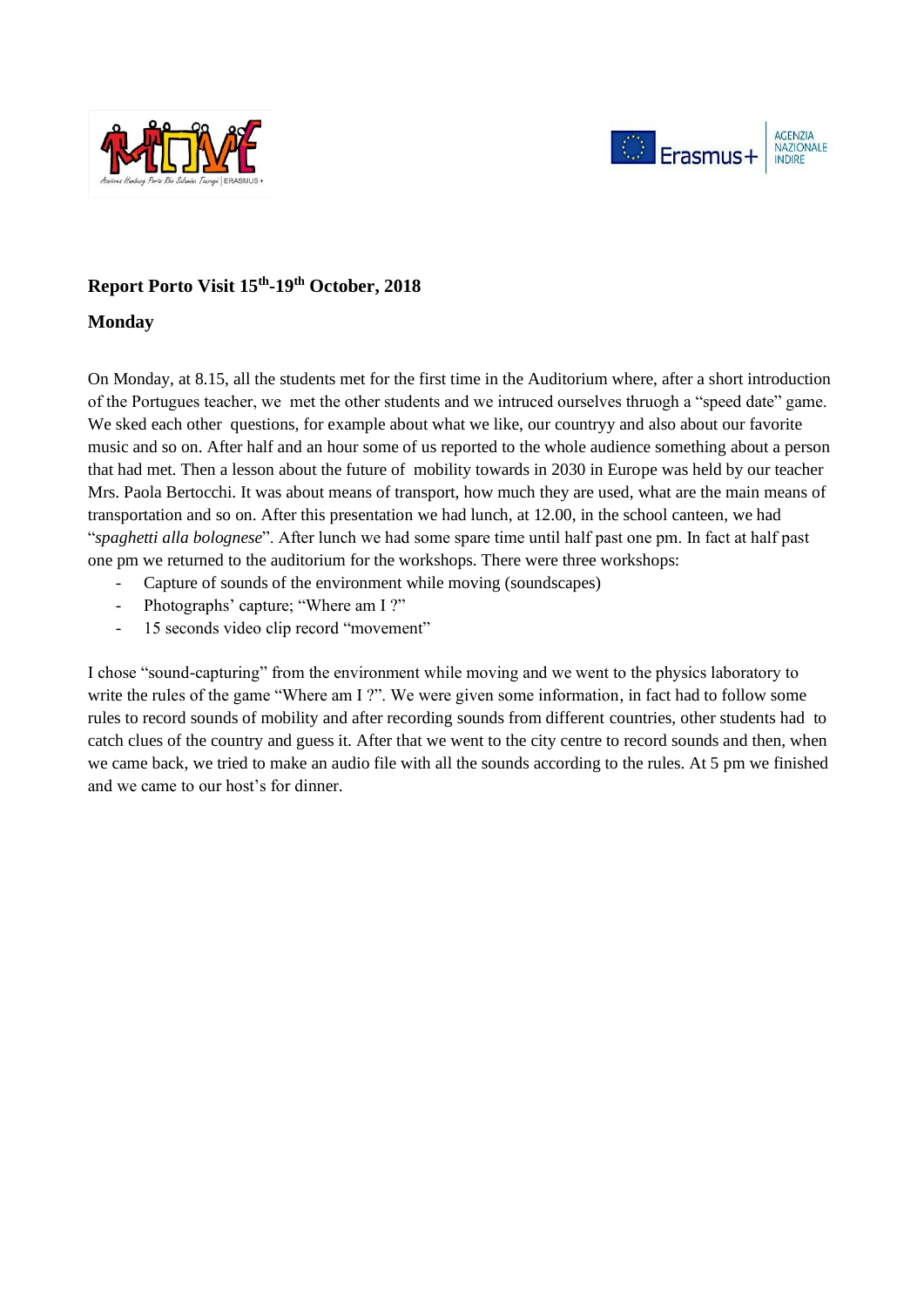## Report Porto Visit 15th-19th October, 2018

### Monday

On Monday, at 8.15, all the students met for the first time in the Auditorium where, after a short introduction of the Portugues teacher, we met the other students and we intruced ourselves thruogh a "speed date" game. We sked each other questions, for example about what we like, our countryy and also about our favorite music and so on. After half and an hour some of us reported to the whole audience something about a person that had met. Then a lesson about the future of mobility towards in 2030 in Europe was held by our teacher Mrs. Paola Bertocchi. It was about means of transport, how much they are used, what are the main means of transportation and so on. After this presentation we had lunch, at 12.00, in the school canteen, we had "*spaghetti alla bolognese*". After lunch we had some spare time until half past one pm. In fact at half past one pm we returned to the auditorium for the workshops. There were three workshops:

- Capture of sounds of the environment while moving (soundscapes)
- Photographs' capture; "Where am I ?"
- 15 seconds video clip record "movement"

I chose "sound-capturing" from the environment while moving and we went to the physics laboratory to write the rules of the game "Where am I ?". We were given some information, in fact had to follow some rules to record sounds of mobility and after recording sounds from different countries, other students had to catch clues of the country and guess it. After that we went to the city centre to record sounds and then, when we came back, we tried to make an audio file with all the sounds according to the rules. At 5 pm we finished and we came to our host's for dinner.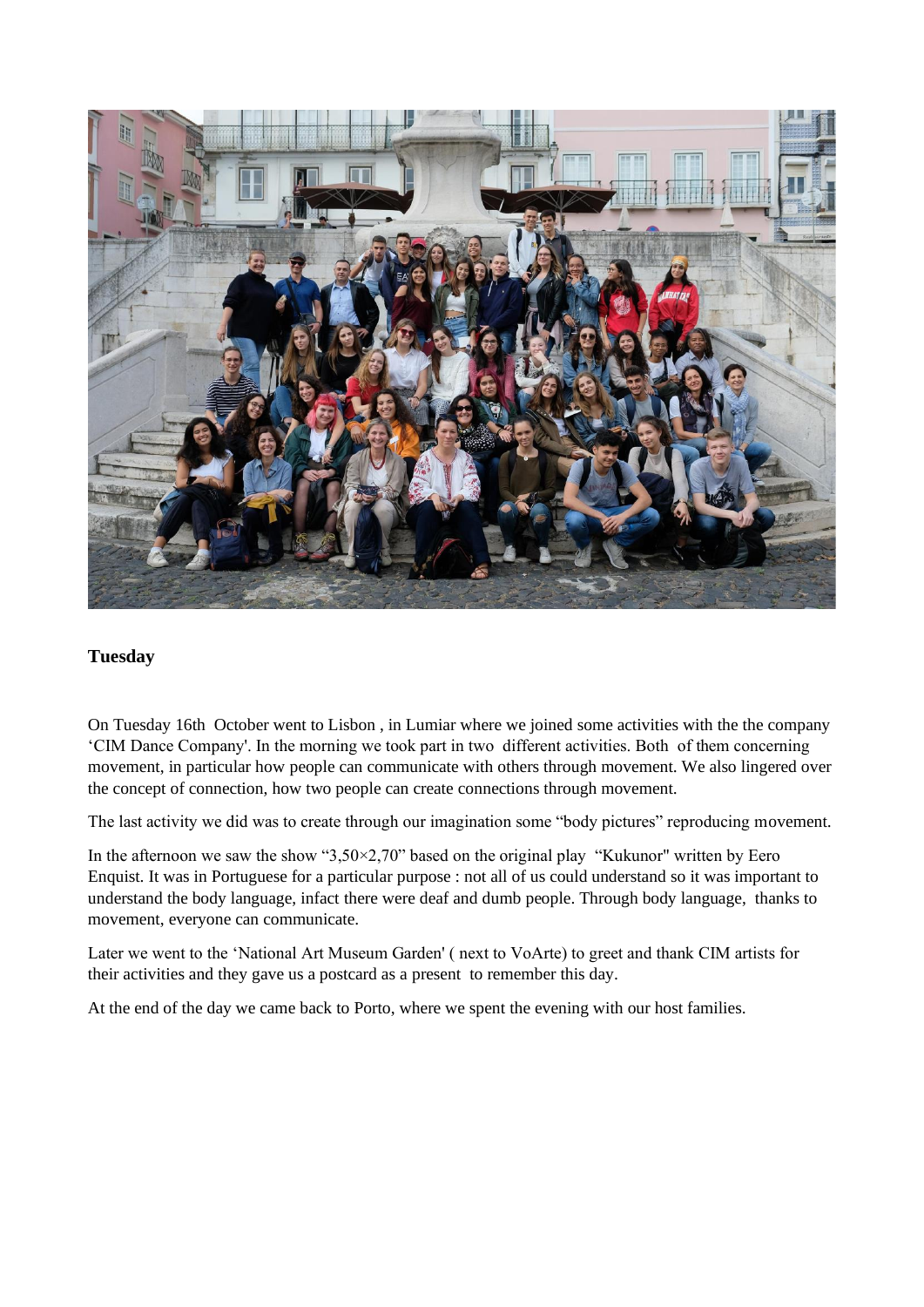**Tuesday**

On Tuesday 16th October went to Lisbon , in Lumiar where we joined some activities with the the company 'CIM Dance Company'. In the morning we took part in two different activities. Both of them concerning movement, in particular how people can communicate with others through movement. We also lingered over the concept of connection, how two people can create connections through movement.

The last activity we did was to create through our imagination some "body pictures" reproducing movement.

In the afternoon we saw the show "3,50×2,70" based on the original play "Kukunor" written by Eero Enquist. It was in Portuguese for a particular purpose : not all of us could understand so it was important to understand the body language, infact there were deaf and dumb people. Through body language, thanks to movement, everyone can communicate.

Later we went to the 'National Art Museum Garden' ( next to VoArte) to greet and thank CIM artists for their activities and they gave us a postcard as a present to remember this day.

At the end of the day we came back to Porto, where we spent the evening with our host families.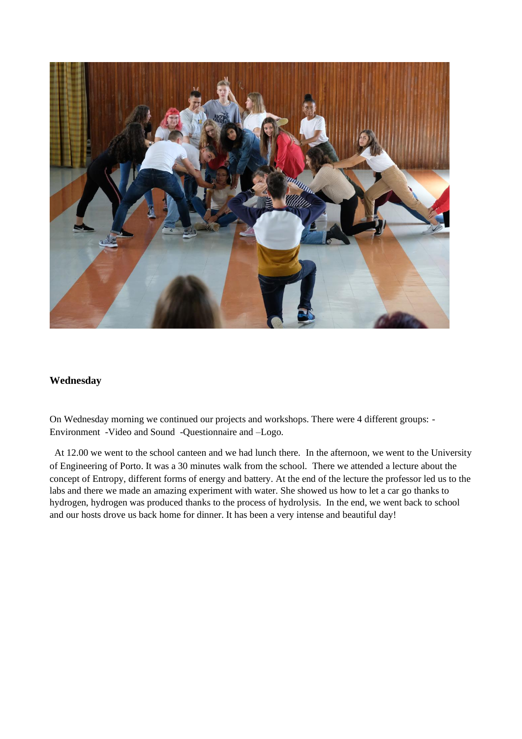**Wednesday**

On Wednesday morning we continued our projects and workshops. There were 4 different groups: -Environment -Video and Sound -Questionnaire and –Logo.

At 12.00 we went to the school canteen and we had lunch there. In the afternoon, we went to the University of Engineering of Porto. It was a 30 minutes walk from the school. There we attended a lecture about the concept of Entropy, different forms of energy and battery. At the end of the lecture the professor led us to the labs and there we made an amazing experiment with water. She showed us how to let a car go thanks to hydrogen, hydrogen was produced thanks to the process of hydrolysis. In the end, we went back to school and our hosts drove us back home for dinner. It has been a very intense and beautiful day!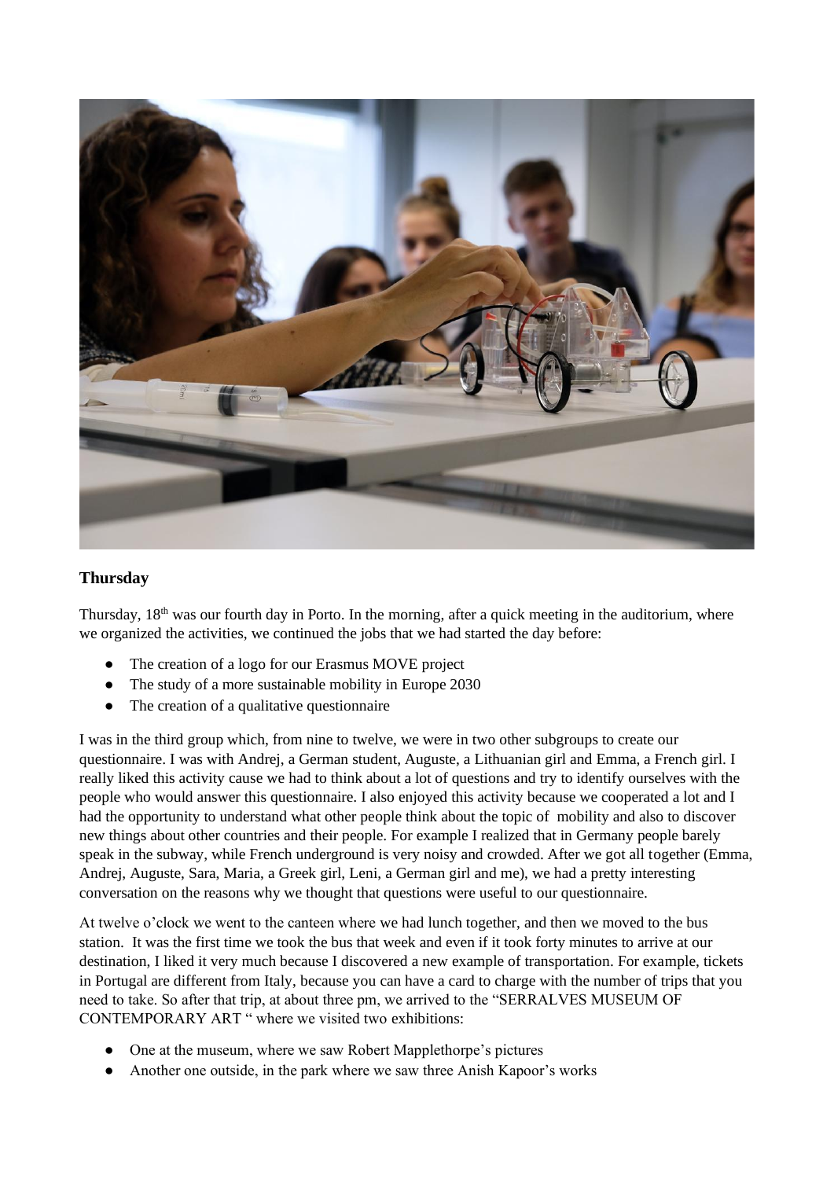## Thursday

Thursday, 18th was our fourth day in Porto. In the morning, after a quick meeting in the auditorium, where we organized the activities, we continued the jobs that we had started the day before:

- The creation of a logo for our Erasmus MOVE project
- The study of a more sustainable mobility in Europe 2030
- The creation of a qualitative questionnaire

I was in the third group which, from nine to twelve, we were in two other subgroups to create our questionnaire. I was with Andrej, a German student, Auguste, a Lithuanian girl and Emma, a French girl. I really liked this activity cause we had to think about a lot of questions and try to identify ourselves with the people who would answer this questionnaire. I also enjoyed this activity because we cooperated a lot and I had the opportunity to understand what other people think about the topic of mobility and also to discover new things about other countries and their people. For example I realized that in Germany people barely speak in the subway, while French underground is very noisy and crowded. After we got all together (Emma, Andrej, Auguste, Sara, Maria, a Greek girl, Leni, a German girl and me), we had a pretty interesting conversation on the reasons why we thought that questions were useful to our questionnaire.

At twelve o'clock we went to the canteen where we had lunch together, and then we moved to the bus station. It was the first time we took the bus that week and even if it took forty minutes to arrive at our destination, I liked it very much because I discovered a new example of transportation. For example, tickets in Portugal are different from Italy, because you can have a card to charge with the number of trips that you need to take. So after that trip, at about three pm, we arrived to the "SERRALVES MUSEUM OF CONTEMPORARY ART " where we visited two exhibitions:

- One at the museum, where we saw Robert Mapplethorpe's pictures
- Another one outside, in the park where we saw three Anish Kapoor's works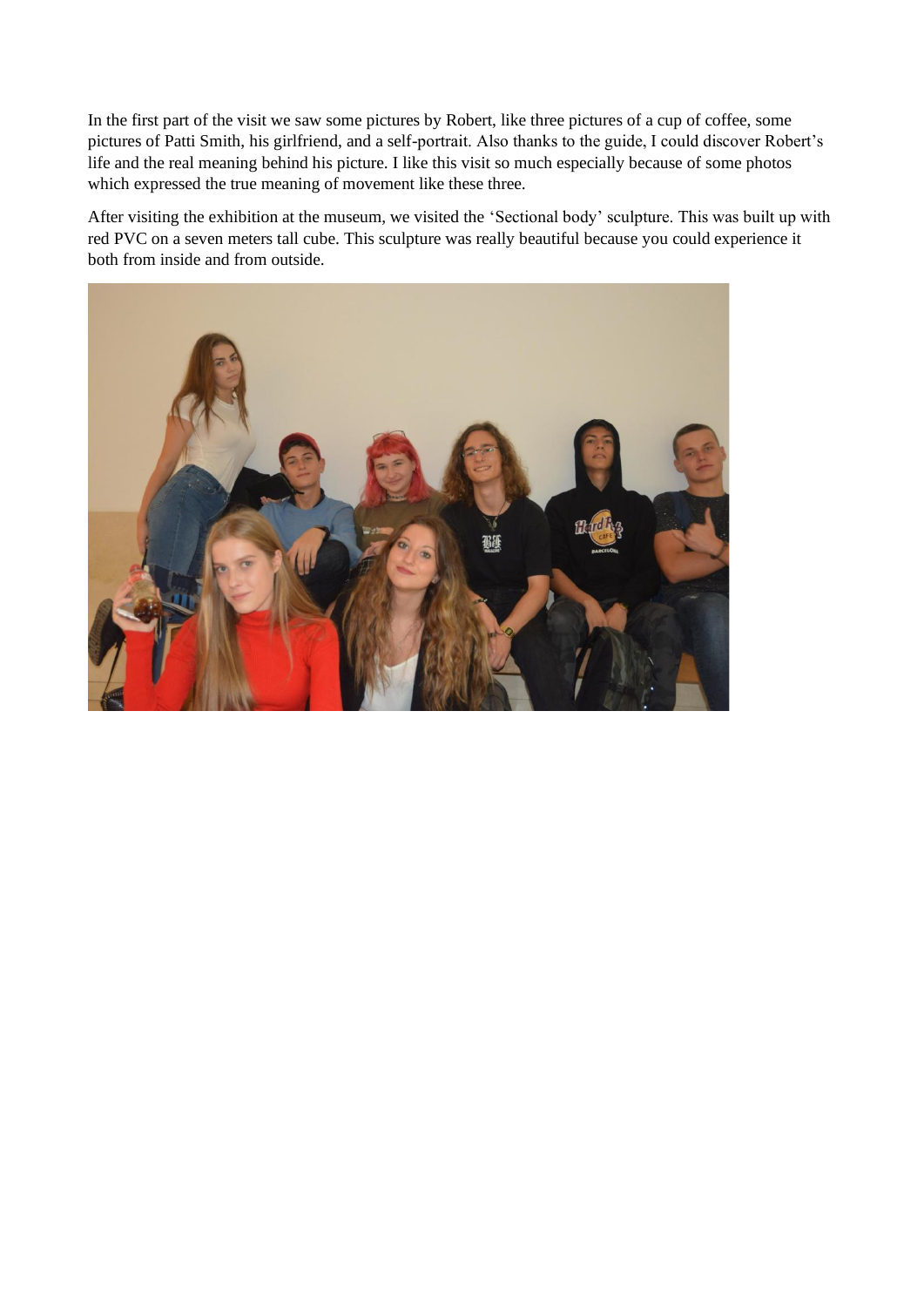In the first part of the visit we saw some pictures by Robert, like three pictures of a cup of coffee, some pictures of Patti Smith, his girlfriend, and a self-portrait. Also thanks to the guide, I could discover Robert's life and the real meaning behind his picture. I like this visit so much especially because of some photos which expressed the true meaning of movement like these three.

After visiting the exhibition at the museum, we visited the 'Sectional body' sculpture. This was built up with red PVC on a seven meters tall cube. This sculpture was really beautiful because you could experience it both from inside and from outside.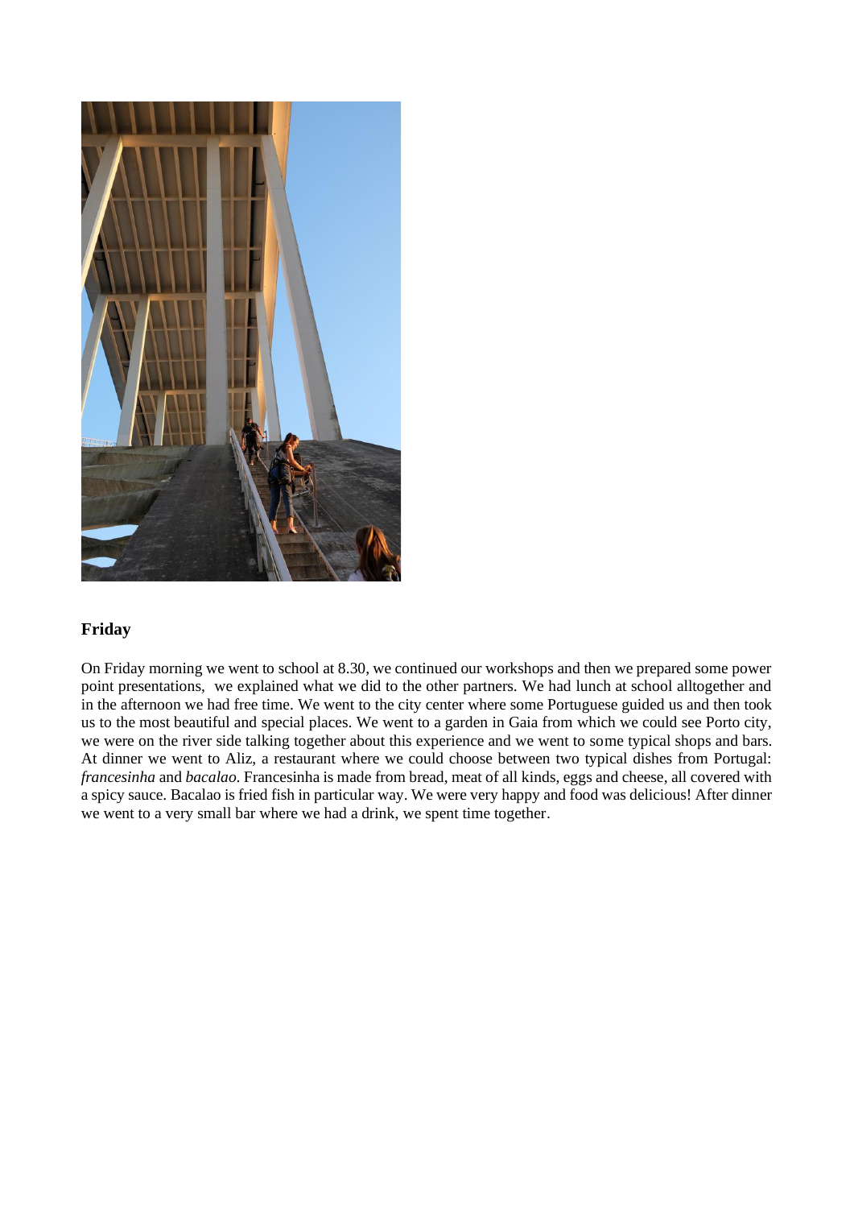## Friday

On Friday morning we went to school at 8.30, we continued our workshops and then we prepared some power point presentations, we explained what we did to the other partners. We had lunch at school alltogether and in the afternoon we had free time. We went to the city center where some Portuguese guided us and then took us to the most beautiful and special places. We went to a garden in Gaia from which we could see Porto city, we were on the river side talking together about this experience and we went to some typical shops and bars. At dinner we went to Aliz, a restaurant where we could choose between two typical dishes from Portugal: *francesinha* and *bacalao*. Francesinha is made from bread, meat of all kinds, eggs and cheese, all covered with a spicy sauce. Bacalao is fried fish in particular way. We were very happy and food was delicious! After dinner we went to a very small bar where we had a drink, we spent time together.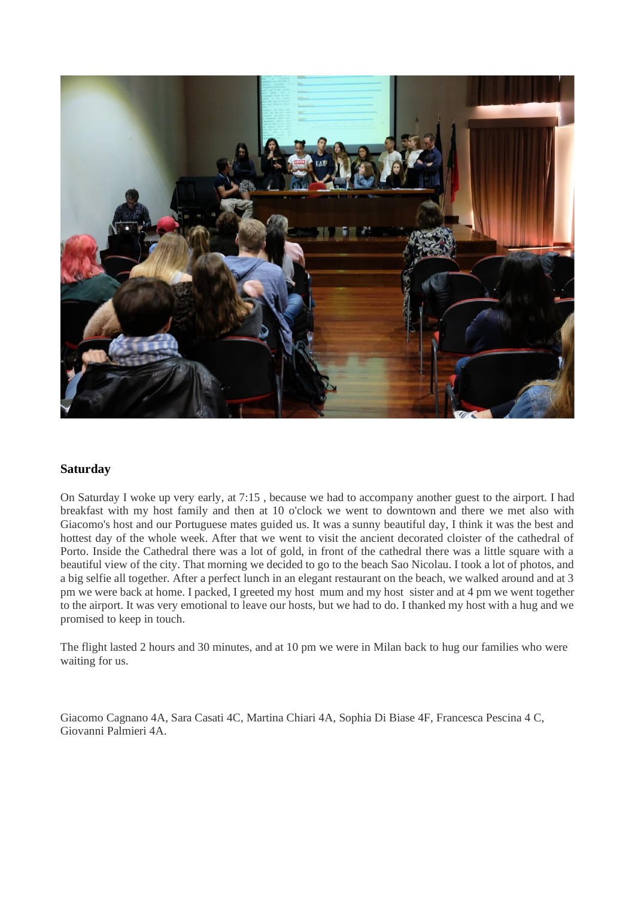**Saturday**

On Saturday I woke up very early, at 7:15 , because we had to accompany another guest to the airport. I had breakfast with my host family and then at 10 o'clock we went to downtown and there we met also with Giacomo's host and our Portuguese mates guided us. It was a sunny beautiful day, I think it was the best and hottest day of the whole week. After that we went to visit the ancient decorated cloister of the cathedral of Porto. Inside the Cathedral there was a lot of gold, in front of the cathedral there was a little square with a beautiful view of the city. That morning we decided to go to the beach Sao Nicolau. I took a lot of photos, and a big selfie all together. After a perfect lunch in an elegant restaurant on the beach, we walked around and at 3 pm we were back at home. I packed, I greeted my host mum and my host sister and at 4 pm we went together to the airport. It was very emotional to leave our hosts, but we had to do. I thanked my host with a hug and we promised to keep in touch.

The flight lasted 2 hours and 30 minutes, and at 10 pm we were in Milan back to hug our families who were waiting for us.

Giacomo Cagnano 4A, Sara Casati 4C, Martina Chiari 4A, Sophia Di Biase 4F, Francesca Pescina 4 C, Giovanni Palmieri 4A.